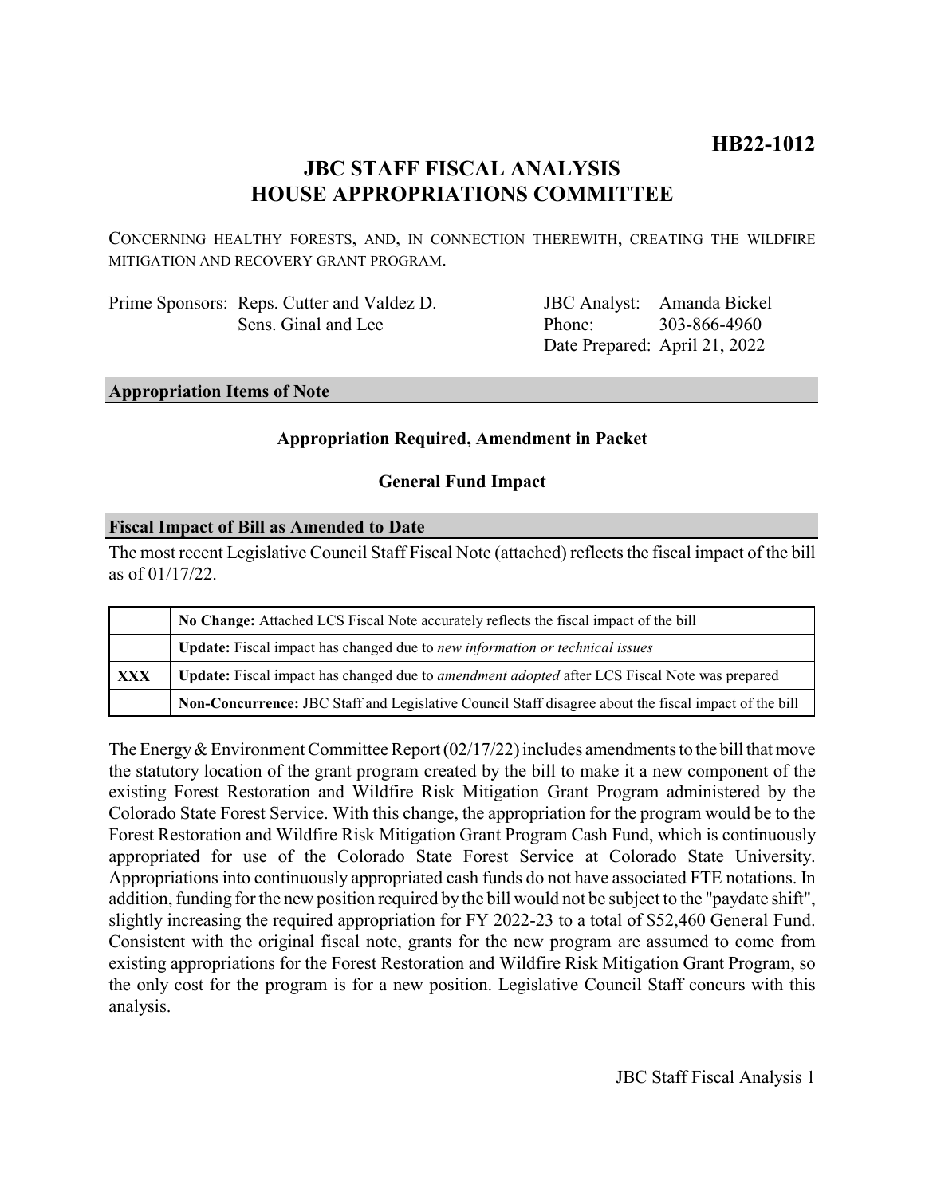**HB22-1012**

# JBC STAFF FISCAL ANALYSIS
# HOUSE APPROPRIATIONS COMMITTEE

CONCERNING HEALTHY FORESTS, AND, IN CONNECTION THEREWITH, CREATING THE WILDFIRE MITIGATION AND RECOVERY GRANT PROGRAM.

| | | | |
|---|---|---|---|
| Prime Sponsors: | Reps. Cutter and Valdez D. | JBC Analyst: | Amanda Bickel |
| | Sens. Ginal and Lee | Phone: | 303-866-4960 |
| | | Date Prepared: | April 21, 2022 |

## Appropriation Items of Note

**Appropriation Required, Amendment in Packet**

**General Fund Impact**

## Fiscal Impact of Bill as Amended to Date

The most recent Legislative Council Staff Fiscal Note (attached) reflects the fiscal impact of the bill as of 01/17/22.

| | |
|---|---|
| | **No Change:** Attached LCS Fiscal Note accurately reflects the fiscal impact of the bill |
| | **Update:** Fiscal impact has changed due to *new information or technical issues* |
| **XXX** | **Update:** Fiscal impact has changed due to *amendment adopted* after LCS Fiscal Note was prepared |
| | **Non-Concurrence:** JBC Staff and Legislative Council Staff disagree about the fiscal impact of the bill |

The Energy & Environment Committee Report (02/17/22) includes amendments to the bill that move the statutory location of the grant program created by the bill to make it a new component of the existing Forest Restoration and Wildfire Risk Mitigation Grant Program administered by the Colorado State Forest Service. With this change, the appropriation for the program would be to the Forest Restoration and Wildfire Risk Mitigation Grant Program Cash Fund, which is continuously appropriated for use of the Colorado State Forest Service at Colorado State University. Appropriations into continuously appropriated cash funds do not have associated FTE notations. In addition, funding for the new position required by the bill would not be subject to the "paydate shift", slightly increasing the required appropriation for FY 2022-23 to a total of $52,460 General Fund. Consistent with the original fiscal note, grants for the new program are assumed to come from existing appropriations for the Forest Restoration and Wildfire Risk Mitigation Grant Program, so the only cost for the program is for a new position. Legislative Council Staff concurs with this analysis.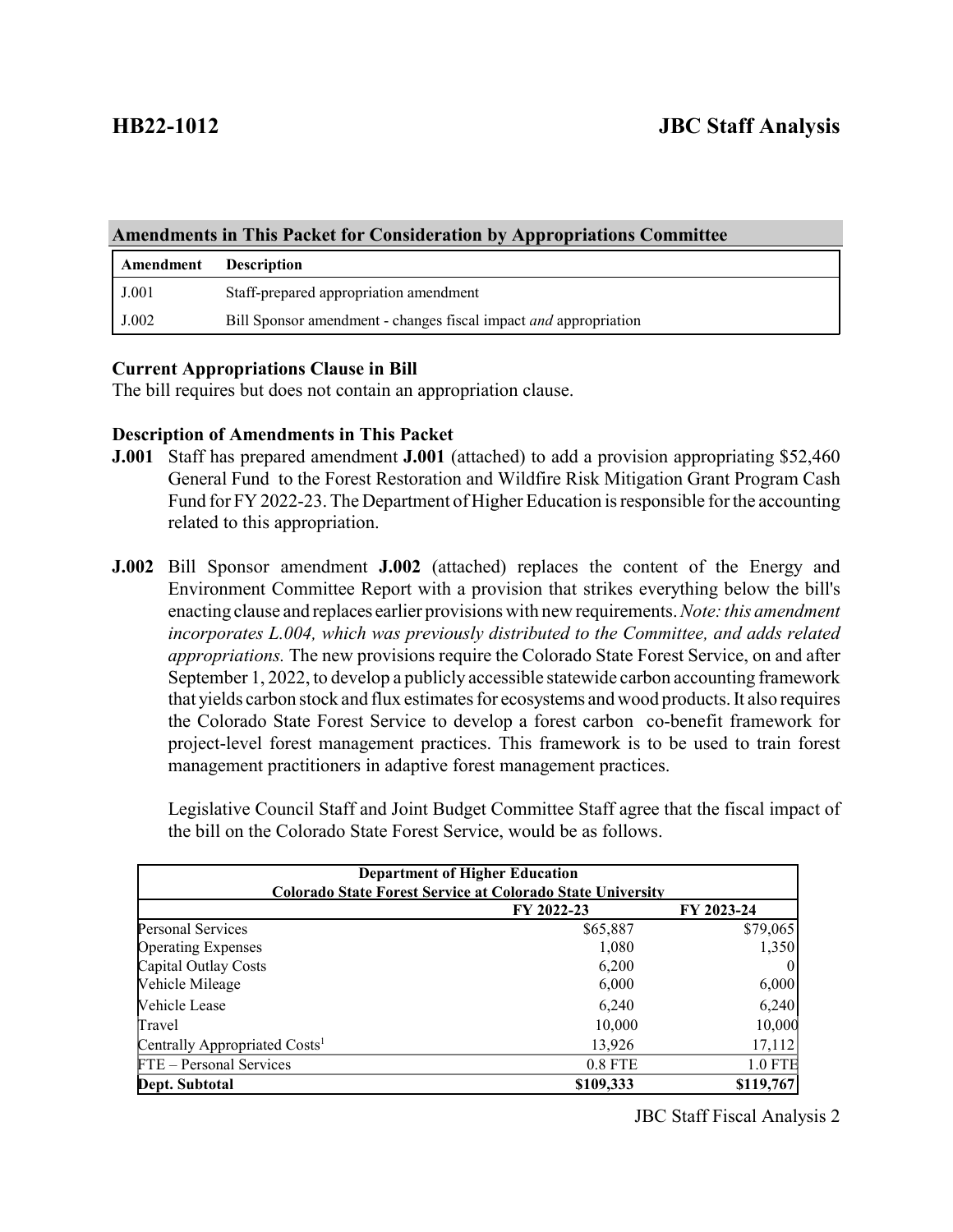## Amendments in This Packet for Consideration by Appropriations Committee

| Amendment | Description |
| --- | --- |
| J.001 | Staff-prepared appropriation amendment |
| J.002 | Bill Sponsor amendment - changes fiscal impact *and* appropriation |

**Current Appropriations Clause in Bill**

The bill requires but does not contain an appropriation clause.

**Description of Amendments in This Packet**

**J.001** Staff has prepared amendment **J.001** (attached) to add a provision appropriating $52,460 General Fund to the Forest Restoration and Wildfire Risk Mitigation Grant Program Cash Fund for FY 2022-23. The Department of Higher Education is responsible for the accounting related to this appropriation.

**J.002** Bill Sponsor amendment **J.002** (attached) replaces the content of the Energy and Environment Committee Report with a provision that strikes everything below the bill's enacting clause and replaces earlier provisions with new requirements. *Note: this amendment incorporates L.004, which was previously distributed to the Committee, and adds related appropriations.* The new provisions require the Colorado State Forest Service, on and after September 1, 2022, to develop a publicly accessible statewide carbon accounting framework that yields carbon stock and flux estimates for ecosystems and wood products. It also requires the Colorado State Forest Service to develop a forest carbon co-benefit framework for project-level forest management practices. This framework is to be used to train forest management practitioners in adaptive forest management practices.

Legislative Council Staff and Joint Budget Committee Staff agree that the fiscal impact of the bill on the Colorado State Forest Service, would be as follows.

| Department of Higher Education<br>Colorado State Forest Service at Colorado State University | | |
| --- | --- | --- |
| | FY 2022-23 | FY 2023-24 |
| Personal Services | $65,887 | $79,065 |
| Operating Expenses | 1,080 | 1,350 |
| Capital Outlay Costs | 6,200 | 0 |
| Vehicle Mileage | 6,000 | 6,000 |
| Vehicle Lease | 6,240 | 6,240 |
| Travel | 10,000 | 10,000 |
| Centrally Appropriated Costs[1] | 13,926 | 17,112 |
| FTE – Personal Services | 0.8 FTE | 1.0 FTE |
| **Dept. Subtotal** | **$109,333** | **$119,767** |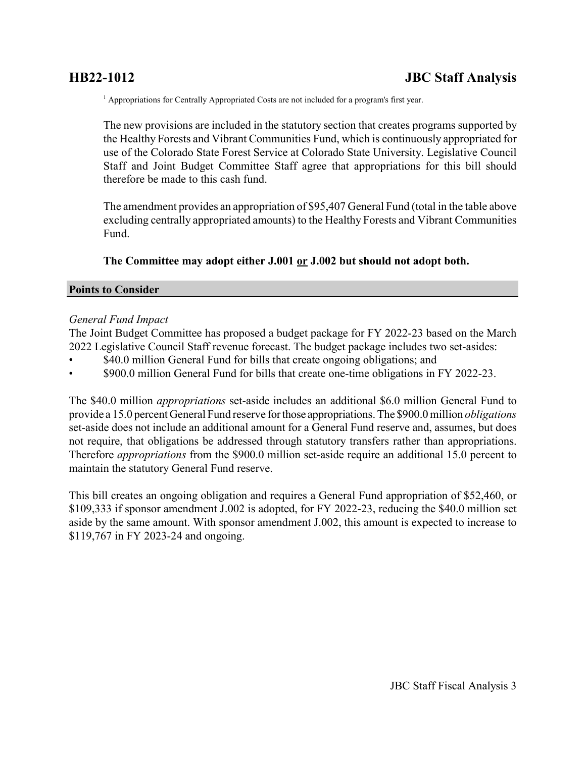[1] Appropriations for Centrally Appropriated Costs are not included for a program's first year.

The new provisions are included in the statutory section that creates programs supported by the Healthy Forests and Vibrant Communities Fund, which is continuously appropriated for use of the Colorado State Forest Service at Colorado State University. Legislative Council Staff and Joint Budget Committee Staff agree that appropriations for this bill should therefore be made to this cash fund.

The amendment provides an appropriation of $95,407 General Fund (total in the table above excluding centrally appropriated amounts) to the Healthy Forests and Vibrant Communities Fund.

**The Committee may adopt either J.001 or J.002 but should not adopt both.**

## Points to Consider

*General Fund Impact*

The Joint Budget Committee has proposed a budget package for FY 2022-23 based on the March 2022 Legislative Council Staff revenue forecast. The budget package includes two set-asides:

- $40.0 million General Fund for bills that create ongoing obligations; and
- $900.0 million General Fund for bills that create one-time obligations in FY 2022-23.

The $40.0 million *appropriations* set-aside includes an additional $6.0 million General Fund to provide a 15.0 percent General Fund reserve for those appropriations. The $900.0 million *obligations* set-aside does not include an additional amount for a General Fund reserve and, assumes, but does not require, that obligations be addressed through statutory transfers rather than appropriations. Therefore *appropriations* from the $900.0 million set-aside require an additional 15.0 percent to maintain the statutory General Fund reserve.

This bill creates an ongoing obligation and requires a General Fund appropriation of $52,460, or $109,333 if sponsor amendment J.002 is adopted, for FY 2022-23, reducing the $40.0 million set aside by the same amount. With sponsor amendment J.002, this amount is expected to increase to $119,767 in FY 2023-24 and ongoing.